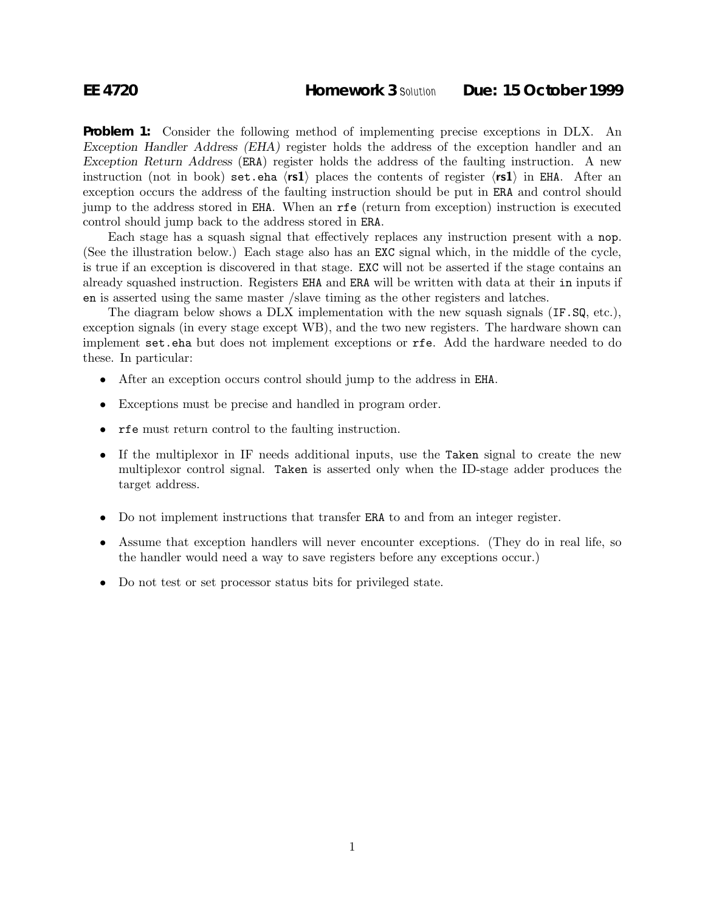**EE 4720** **Homework 3** Solution **Due: 15 October 1999**

**Problem 1:** Consider the following method of implementing precise exceptions in DLX. An *Exception Handler Address (EHA)* register holds the address of the exception handler and an *Exception Return Address* (ERA) register holds the address of the faulting instruction. A new instruction (not in book) `set.eha` ⟨**rs1**⟩ places the contents of register ⟨**rs1**⟩ in EHA. After an exception occurs the address of the faulting instruction should be put in ERA and control should jump to the address stored in EHA. When an `rfe` (return from exception) instruction is executed control should jump back to the address stored in ERA.

Each stage has a squash signal that effectively replaces any instruction present with a `nop`. (See the illustration below.) Each stage also has an EXC signal which, in the middle of the cycle, is true if an exception is discovered in that stage. EXC will not be asserted if the stage contains an already squashed instruction. Registers EHA and ERA will be written with data at their `in` inputs if `en` is asserted using the same master /slave timing as the other registers and latches.

The diagram below shows a DLX implementation with the new squash signals (IF.SQ, etc.), exception signals (in every stage except WB), and the two new registers. The hardware shown can implement `set.eha` but does not implement exceptions or `rfe`. Add the hardware needed to do these. In particular:

- After an exception occurs control should jump to the address in EHA.
- Exceptions must be precise and handled in program order.
- `rfe` must return control to the faulting instruction.
- If the multiplexor in IF needs additional inputs, use the Taken signal to create the new multiplexor control signal. Taken is asserted only when the ID-stage adder produces the target address.
- Do not implement instructions that transfer ERA to and from an integer register.
- Assume that exception handlers will never encounter exceptions. (They do in real life, so the handler would need a way to save registers before any exceptions occur.)
- Do not test or set processor status bits for privileged state.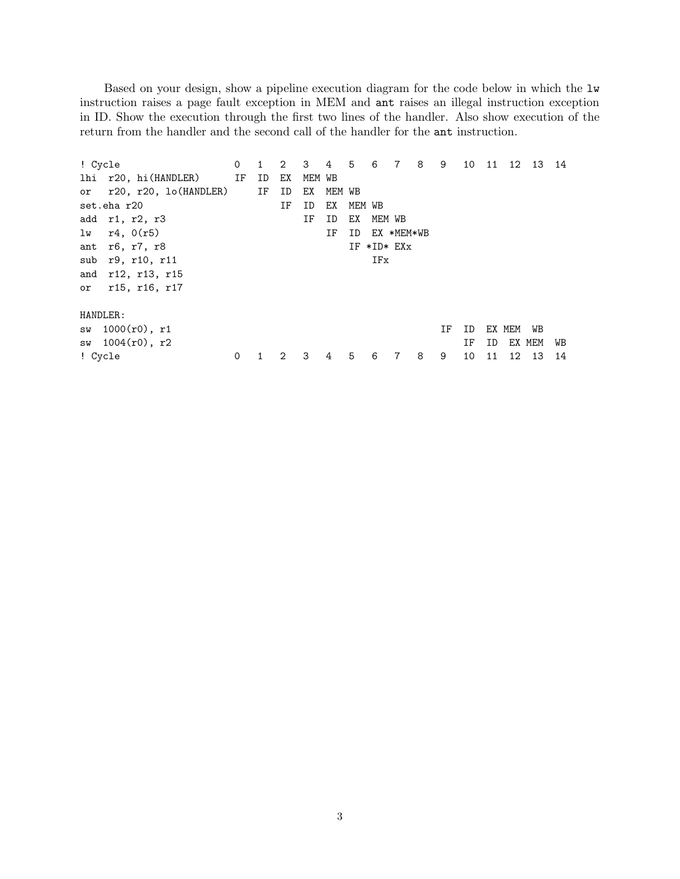Based on your design, show a pipeline execution diagram for the code below in which the `lw` instruction raises a page fault exception in MEM and `ant` raises an illegal instruction exception in ID. Show the execution through the first two lines of the handler. Also show execution of the return from the handler and the second call of the handler for the `ant` instruction.

```
! Cycle                   0   1   2   3   4   5   6   7   8   9   10  11  12  13  14
lhi  r20, hi(HANDLER)     IF  ID  EX  MEM WB
or   r20, r20, lo(HANDLER)    IF  ID  EX  MEM WB
set.eha r20                       IF  ID  EX  MEM WB
add  r1, r2, r3                       IF  ID  EX  MEM WB
lw   r4, 0(r5)                            IF  ID  EX *MEM*WB
ant  r6, r7, r8                               IF *ID* EXx
sub  r9, r10, r11                                 IFx
and  r12, r13, r15
or   r15, r16, r17

HANDLER:
sw  1000(r0), r1                                              IF  ID  EX MEM  WB
sw  1004(r0), r2                                                  IF  ID  EX MEM  WB
! Cycle                   0   1   2   3   4   5   6   7   8   9   10  11  12  13  14
```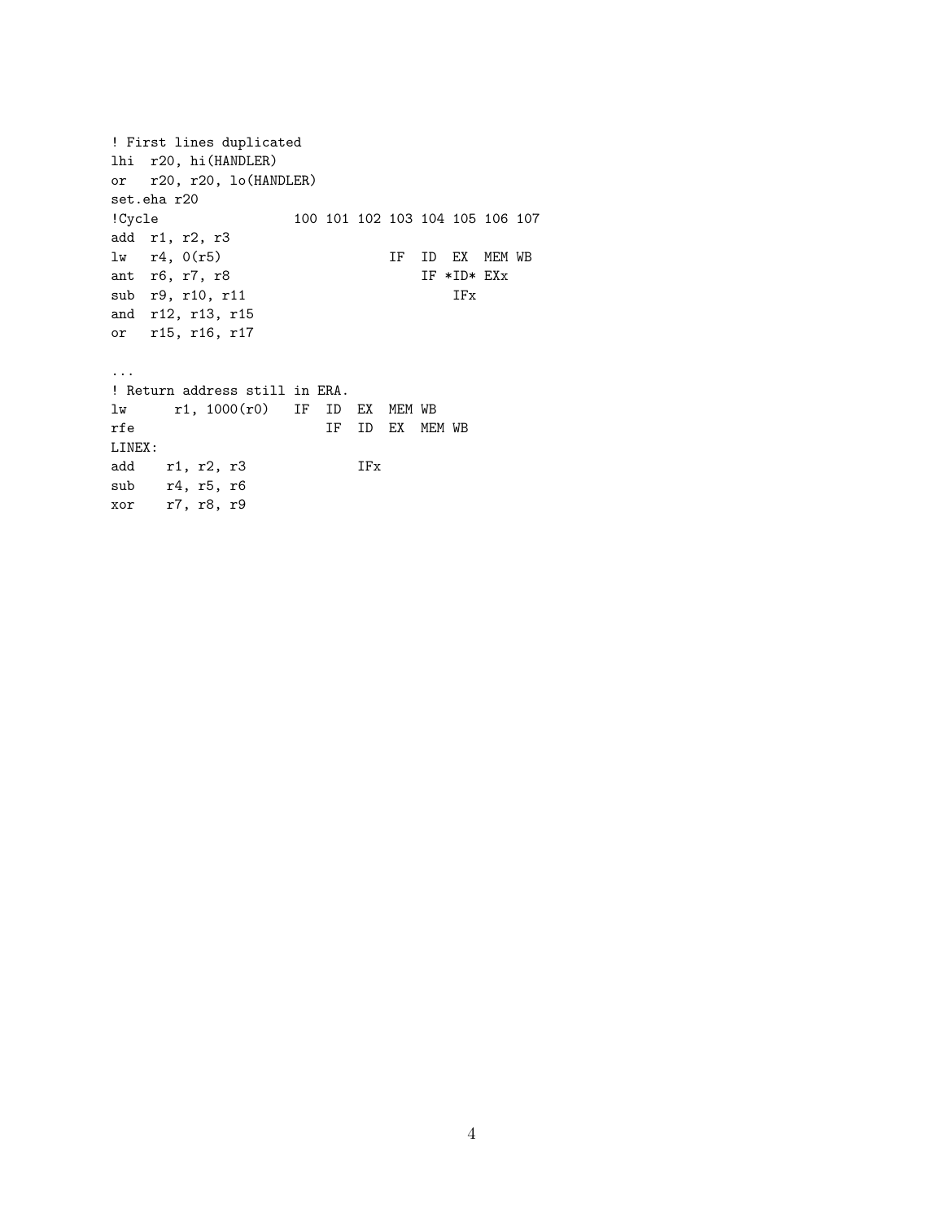```
! First lines duplicated
lhi  r20, hi(HANDLER)
or   r20, r20, lo(HANDLER)
set.eha r20
!Cycle                 100 101 102 103 104 105 106 107
add  r1, r2, r3
lw   r4, 0(r5)                     IF  ID  EX  MEM WB
ant  r6, r7, r8                        IF *ID* EXx
sub  r9, r10, r11                          IFx
and  r12, r13, r15
or   r15, r16, r17

...
! Return address still in ERA.
lw      r1, 1000(r0)   IF  ID  EX  MEM WB
rfe                        IF  ID  EX  MEM WB
LINEX:
add    r1, r2, r3              IFx
sub    r4, r5, r6
xor    r7, r8, r9
```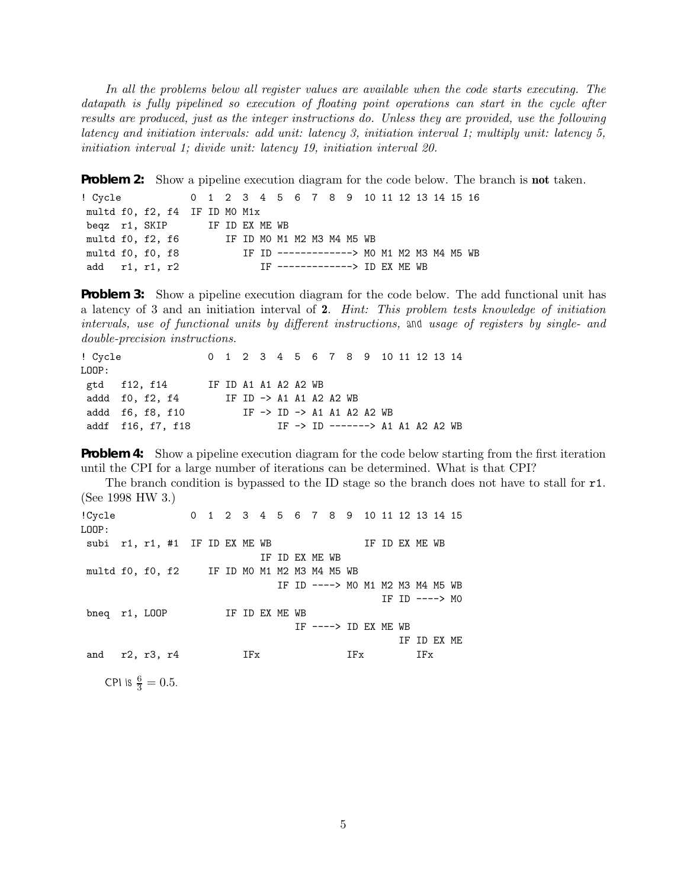*In all the problems below all register values are available when the code starts executing. The datapath is fully pipelined so execution of floating point operations can start in the cycle after results are produced, just as the integer instructions do. Unless they are provided, use the following latency and initiation intervals: add unit: latency 3, initiation interval 1; multiply unit: latency 5, initiation interval 1; divide unit: latency 19, initiation interval 20.*

**Problem 2:** Show a pipeline execution diagram for the code below. The branch is **not** taken.

```
! Cycle           0  1  2  3  4  5  6  7  8  9  10 11 12 13 14 15 16
 multd f0, f2, f4  IF ID M0 M1x
 beqz  r1, SKIP       IF ID EX ME WB
 multd f0, f2, f6        IF ID M0 M1 M2 M3 M4 M5 WB
 multd f0, f0, f8           IF ID -------------> M0 M1 M2 M3 M4 M5 WB
 add   r1, r1, r2              IF -------------> ID EX ME WB
```

**Problem 3:** Show a pipeline execution diagram for the code below. The add functional unit has a latency of 3 and an initiation interval of **2**. *Hint: This problem tests knowledge of initiation intervals, use of functional units by different instructions,* and *usage of registers by single- and double-precision instructions.*

```
! Cycle               0  1  2  3  4  5  6  7  8  9  10 11 12 13 14
LOOP:
 gtd   f12, f14       IF ID A1 A1 A2 A2 WB
 addd  f0, f2, f4        IF ID -> A1 A1 A2 A2 WB
 addd  f6, f8, f10          IF -> ID -> A1 A1 A2 A2 WB
 addf  f16, f7, f18               IF -> ID -------> A1 A1 A2 A2 WB
```

**Problem 4:** Show a pipeline execution diagram for the code below starting from the first iteration until the CPI for a large number of iterations can be determined. What is that CPI?

The branch condition is bypassed to the ID stage so the branch does not have to stall for r1. (See 1998 HW 3.)

```
!Cycle             0  1  2  3  4  5  6  7  8  9  10 11 12 13 14 15
LOOP:
 subi  r1, r1, #1  IF ID EX ME WB                IF ID EX ME WB
                               IF ID EX ME WB
 multd f0, f0, f2     IF ID M0 M1 M2 M3 M4 M5 WB
                                  IF ID ----> M0 M1 M2 M3 M4 M5 WB
                                                    IF ID ----> M0
 bneq  r1, LOOP          IF ID EX ME WB
                                     IF ----> ID EX ME WB
                                                       IF ID EX ME
 and   r2, r3, r4           IFx               IFx         IFx
```

CPI is $\frac{6}{3} = 0.5$.